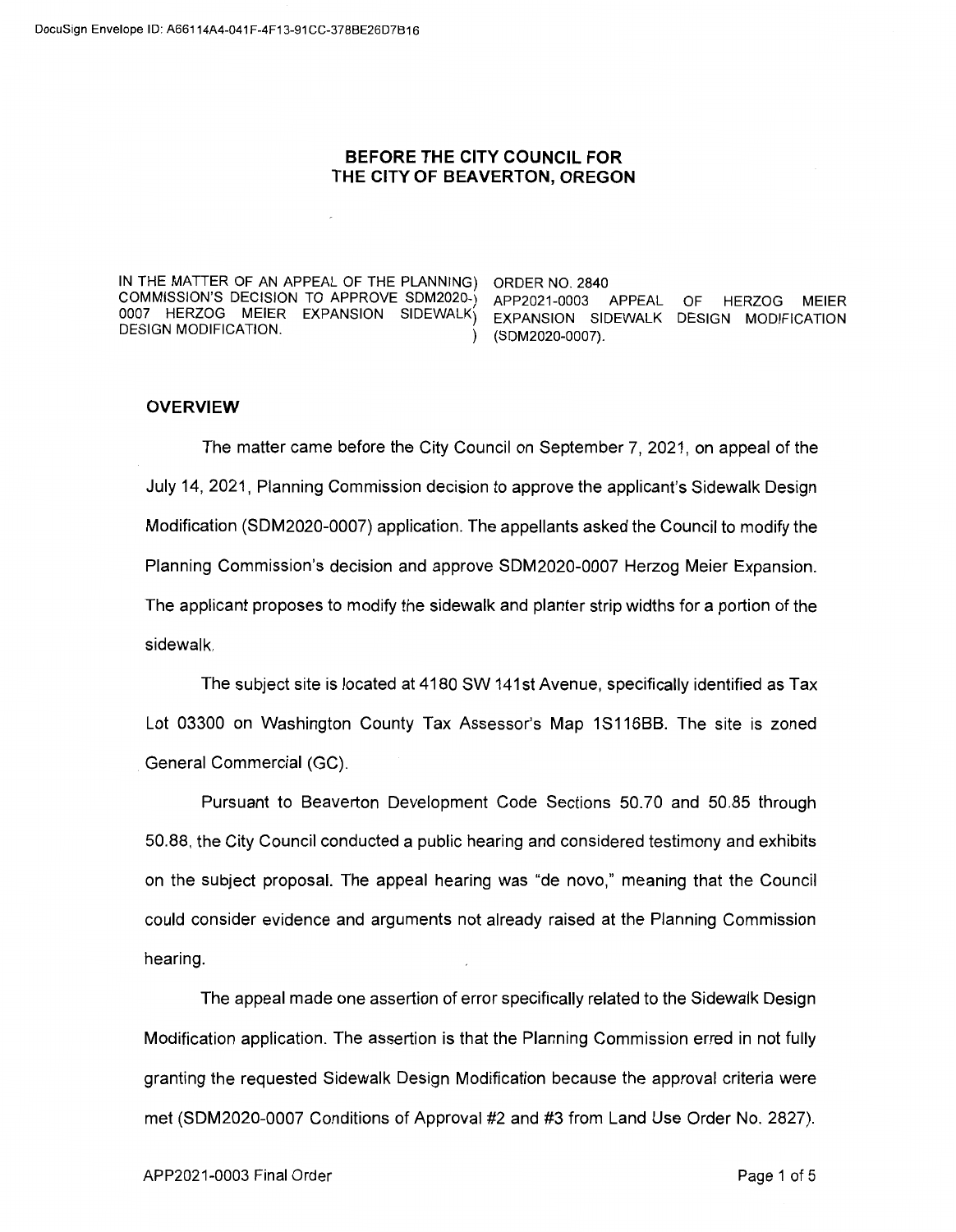DocuSign Envelope ID: A66114A4-041F-4F13-91CC-378BE26D7B16

# BEFORE THE CITY COUNCIL FOR THE CITY OF BEAVERTON, OREGON

| | |
|---|---|
| IN THE MATTER OF AN APPEAL OF THE PLANNING COMMISSION'S DECISION TO APPROVE SDM2020-0007 HERZOG MEIER EXPANSION SIDEWALK DESIGN MODIFICATION. | ORDER NO. 2840 APP2021-0003 APPEAL OF HERZOG MEIER EXPANSION SIDEWALK DESIGN MODIFICATION (SDM2020-0007). |

## OVERVIEW

The matter came before the City Council on September 7, 2021, on appeal of the July 14, 2021, Planning Commission decision to approve the applicant's Sidewalk Design Modification (SDM2020-0007) application. The appellants asked the Council to modify the Planning Commission's decision and approve SDM2020-0007 Herzog Meier Expansion. The applicant proposes to modify the sidewalk and planter strip widths for a portion of the sidewalk.

The subject site is located at 4180 SW 141st Avenue, specifically identified as Tax Lot 03300 on Washington County Tax Assessor's Map 1S116BB. The site is zoned General Commercial (GC).

Pursuant to Beaverton Development Code Sections 50.70 and 50.85 through 50.88, the City Council conducted a public hearing and considered testimony and exhibits on the subject proposal. The appeal hearing was "de novo," meaning that the Council could consider evidence and arguments not already raised at the Planning Commission hearing.

The appeal made one assertion of error specifically related to the Sidewalk Design Modification application. The assertion is that the Planning Commission erred in not fully granting the requested Sidewalk Design Modification because the approval criteria were met (SDM2020-0007 Conditions of Approval #2 and #3 from Land Use Order No. 2827).

APP2021-0003 Final Order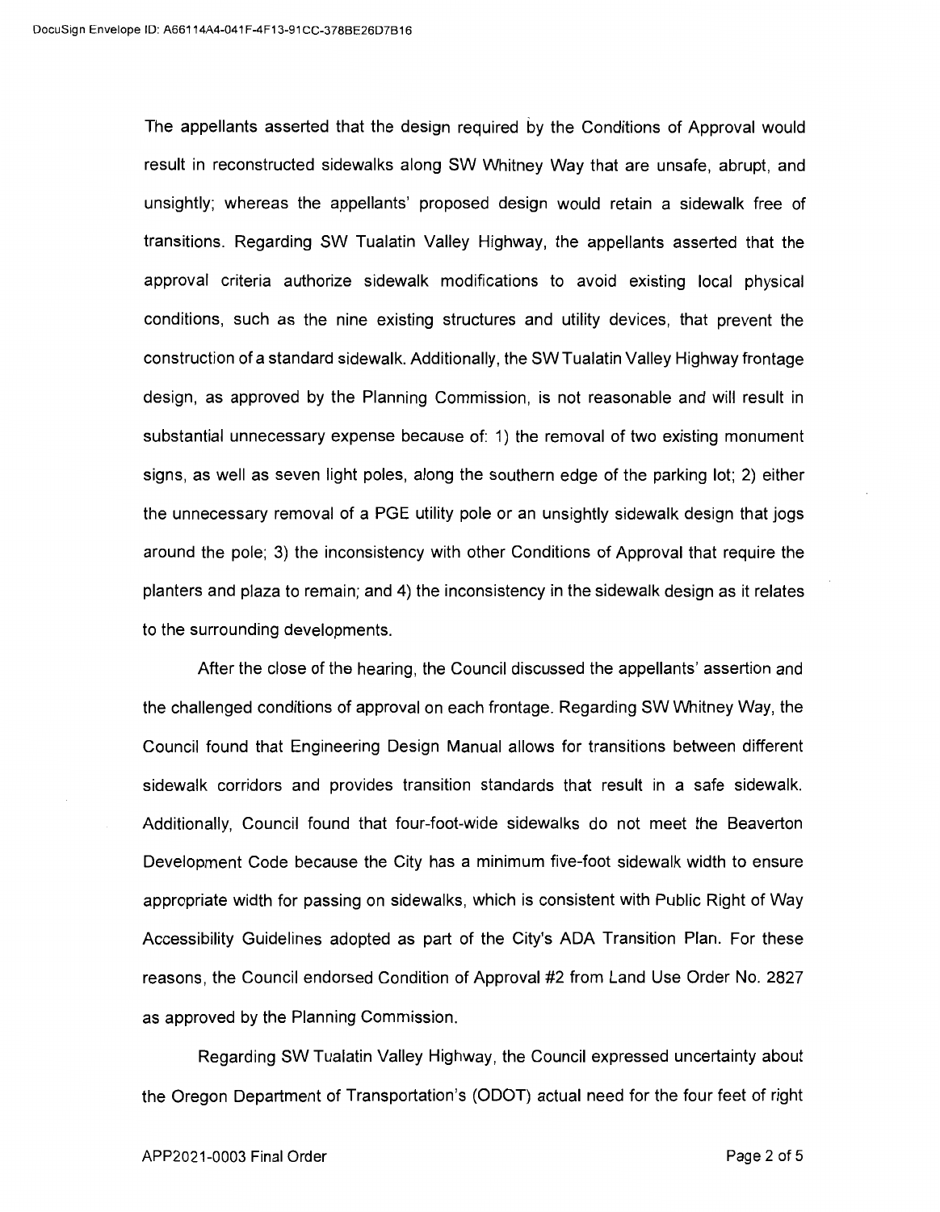The appellants asserted that the design required by the Conditions of Approval would result in reconstructed sidewalks along SW Whitney Way that are unsafe, abrupt, and unsightly; whereas the appellants' proposed design would retain a sidewalk free of transitions. Regarding SW Tualatin Valley Highway, the appellants asserted that the approval criteria authorize sidewalk modifications to avoid existing local physical conditions, such as the nine existing structures and utility devices, that prevent the construction of a standard sidewalk. Additionally, the SW Tualatin Valley Highway frontage design, as approved by the Planning Commission, is not reasonable and will result in substantial unnecessary expense because of: 1) the removal of two existing monument signs, as well as seven light poles, along the southern edge of the parking lot; 2) either the unnecessary removal of a PGE utility pole or an unsightly sidewalk design that jogs around the pole; 3) the inconsistency with other Conditions of Approval that require the planters and plaza to remain; and 4) the inconsistency in the sidewalk design as it relates to the surrounding developments.

After the close of the hearing, the Council discussed the appellants' assertion and the challenged conditions of approval on each frontage. Regarding SW Whitney Way, the Council found that Engineering Design Manual allows for transitions between different sidewalk corridors and provides transition standards that result in a safe sidewalk. Additionally, Council found that four-foot-wide sidewalks do not meet the Beaverton Development Code because the City has a minimum five-foot sidewalk width to ensure appropriate width for passing on sidewalks, which is consistent with Public Right of Way Accessibility Guidelines adopted as part of the City's ADA Transition Plan. For these reasons, the Council endorsed Condition of Approval #2 from Land Use Order No. 2827 as approved by the Planning Commission.

Regarding SW Tualatin Valley Highway, the Council expressed uncertainty about the Oregon Department of Transportation's (ODOT) actual need for the four feet of right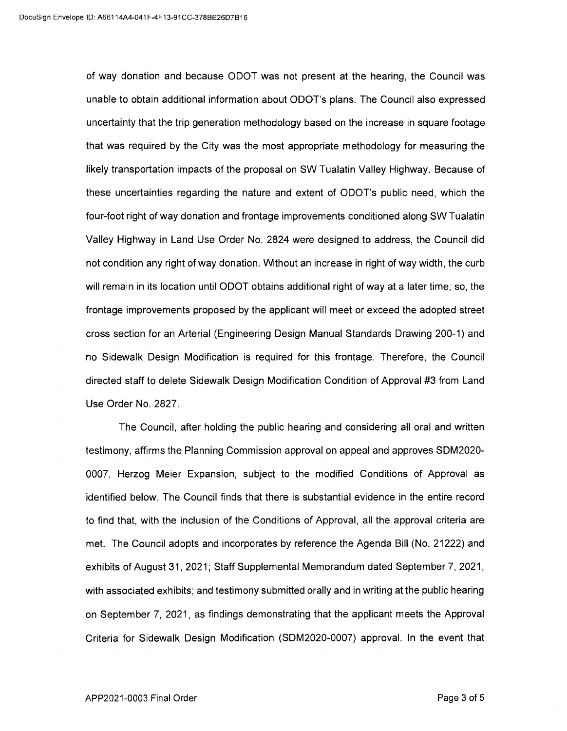of way donation and because ODOT was not present at the hearing, the Council was unable to obtain additional information about ODOT's plans. The Council also expressed uncertainty that the trip generation methodology based on the increase in square footage that was required by the City was the most appropriate methodology for measuring the likely transportation impacts of the proposal on SW Tualatin Valley Highway. Because of these uncertainties regarding the nature and extent of ODOT's public need, which the four-foot right of way donation and frontage improvements conditioned along SW Tualatin Valley Highway in Land Use Order No. 2824 were designed to address, the Council did not condition any right of way donation. Without an increase in right of way width, the curb will remain in its location until ODOT obtains additional right of way at a later time; so, the frontage improvements proposed by the applicant will meet or exceed the adopted street cross section for an Arterial (Engineering Design Manual Standards Drawing 200-1) and no Sidewalk Design Modification is required for this frontage. Therefore, the Council directed staff to delete Sidewalk Design Modification Condition of Approval #3 from Land Use Order No. 2827.

The Council, after holding the public hearing and considering all oral and written testimony, affirms the Planning Commission approval on appeal and approves SDM2020-0007, Herzog Meier Expansion, subject to the modified Conditions of Approval as identified below. The Council finds that there is substantial evidence in the entire record to find that, with the inclusion of the Conditions of Approval, all the approval criteria are met. The Council adopts and incorporates by reference the Agenda Bill (No. 21222) and exhibits of August 31, 2021; Staff Supplemental Memorandum dated September 7, 2021, with associated exhibits; and testimony submitted orally and in writing at the public hearing on September 7, 2021, as findings demonstrating that the applicant meets the Approval Criteria for Sidewalk Design Modification (SDM2020-0007) approval. In the event that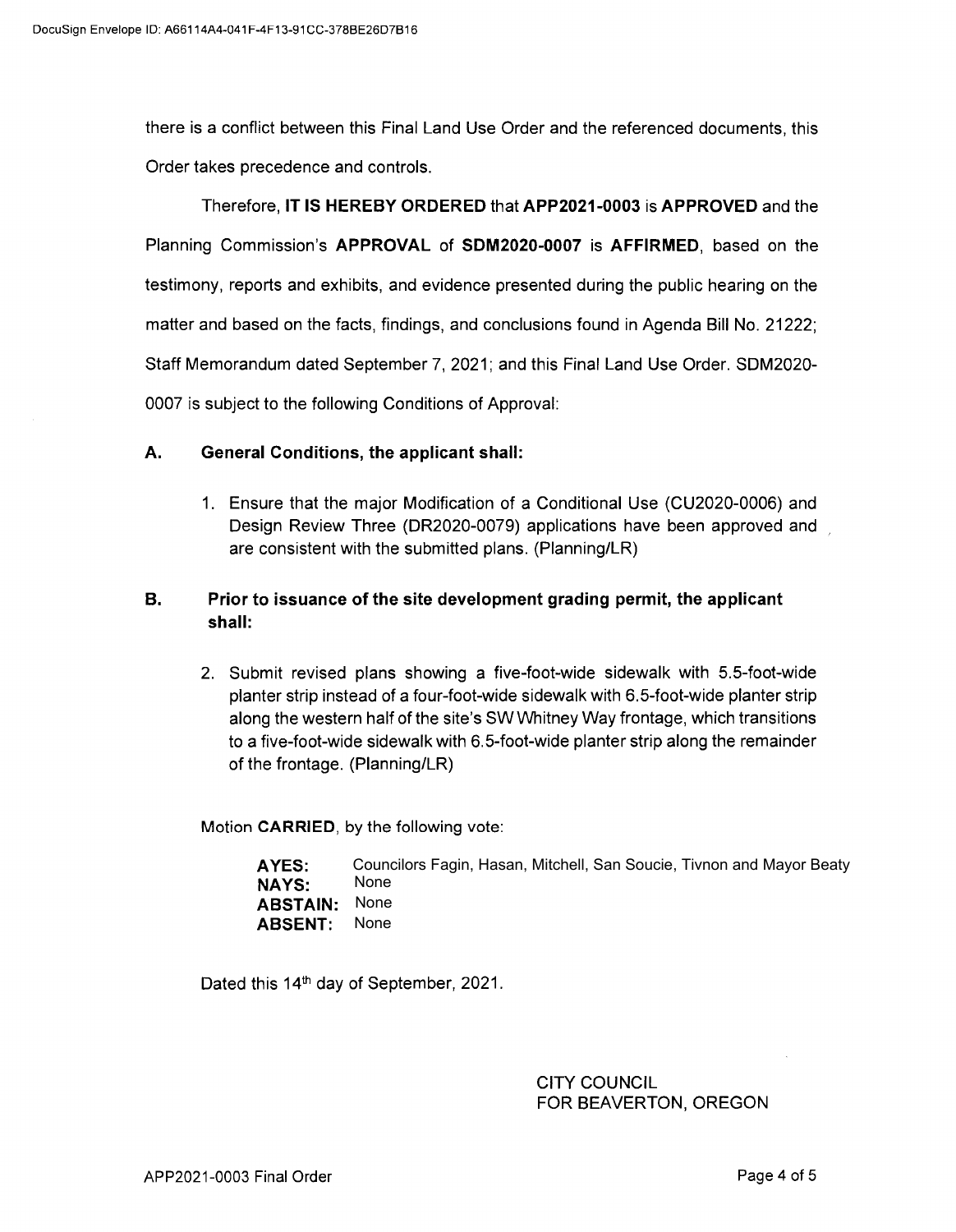there is a conflict between this Final Land Use Order and the referenced documents, this Order takes precedence and controls.

Therefore, **IT IS HEREBY ORDERED** that **APP2021-0003** is **APPROVED** and the Planning Commission's **APPROVAL** of **SDM2020-0007** is **AFFIRMED**, based on the testimony, reports and exhibits, and evidence presented during the public hearing on the matter and based on the facts, findings, and conclusions found in Agenda Bill No. 21222; Staff Memorandum dated September 7, 2021; and this Final Land Use Order. SDM2020-0007 is subject to the following Conditions of Approval:

**A. General Conditions, the applicant shall:**

1. Ensure that the major Modification of a Conditional Use (CU2020-0006) and Design Review Three (DR2020-0079) applications have been approved and are consistent with the submitted plans. (Planning/LR)

**B. Prior to issuance of the site development grading permit, the applicant shall:**

2. Submit revised plans showing a five-foot-wide sidewalk with 5.5-foot-wide planter strip instead of a four-foot-wide sidewalk with 6.5-foot-wide planter strip along the western half of the site's SW Whitney Way frontage, which transitions to a five-foot-wide sidewalk with 6.5-foot-wide planter strip along the remainder of the frontage. (Planning/LR)

Motion **CARRIED**, by the following vote:

**AYES:** Councilors Fagin, Hasan, Mitchell, San Soucie, Tivnon and Mayor Beaty
**NAYS:** None
**ABSTAIN:** None
**ABSENT:** None

Dated this 14th day of September, 2021.

CITY COUNCIL
FOR BEAVERTON, OREGON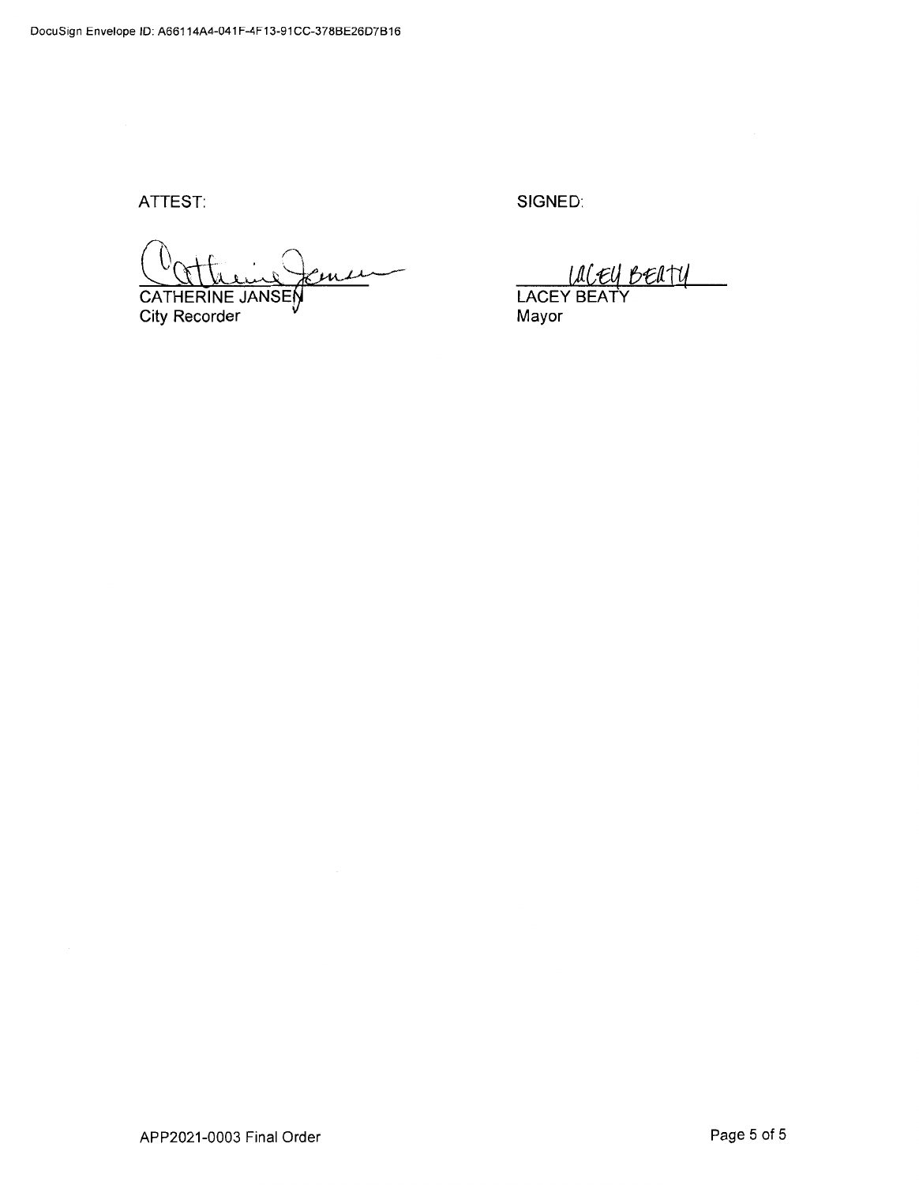DocuSign Envelope ID: A66114A4-041F-4F13-91CC-378BE26D7B16

| ATTEST: | SIGNED: |
| --- | --- |
| CATHERINE JANSEN | LACEY BEATY |
| City Recorder | Mayor |

APP2021-0003 Final Order